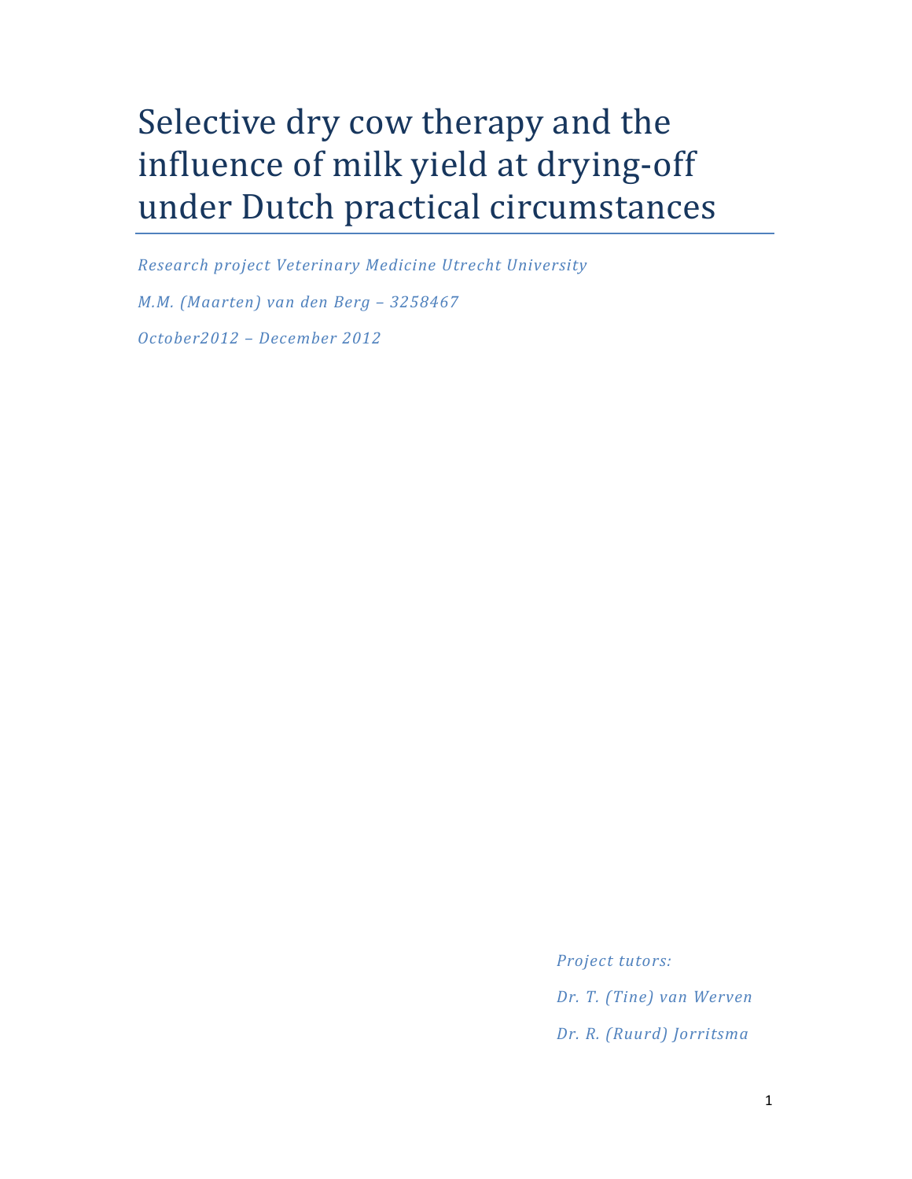# Selective dry cow therapy and the influence of milk yield at drying-off under Dutch practical circumstances

*Research project Veterinary Medicine Utrecht University*

*M.M. (Maarten) van den Berg – 3258467*

*October2012 – December 2012*

*Project tutors:*

*Dr. T. (Tine) van Werven*

*Dr. R. (Ruurd) Jorritsma*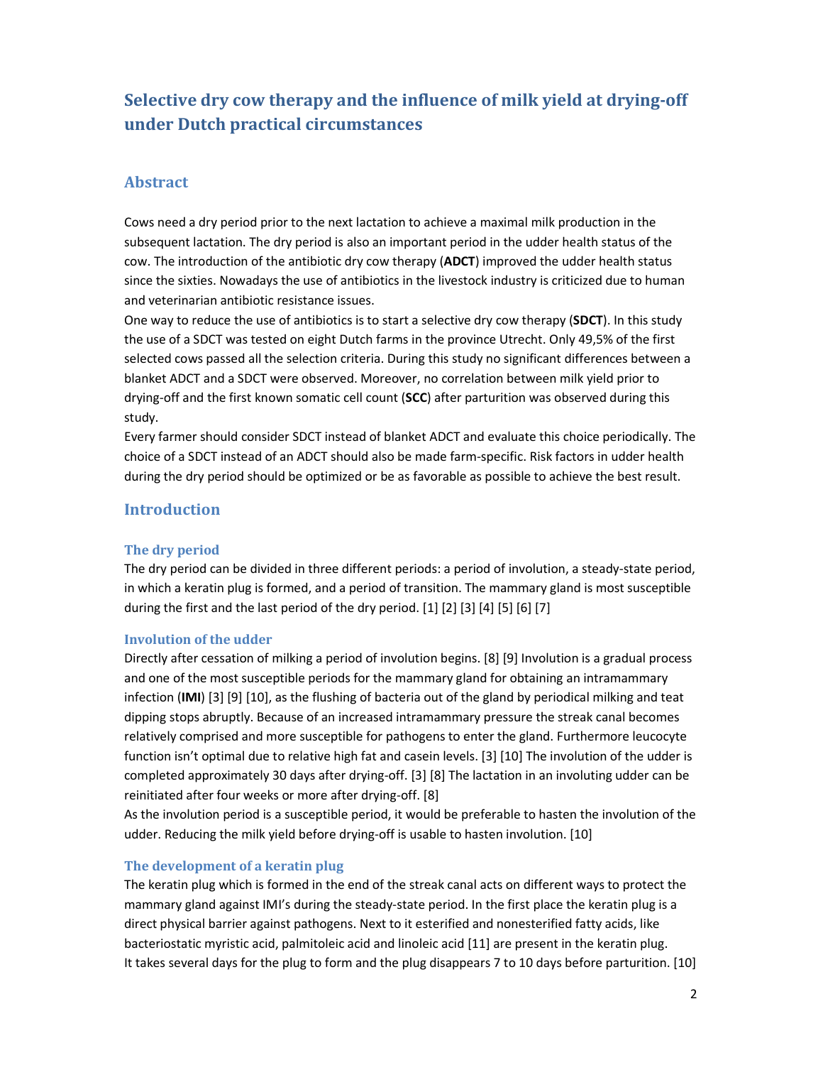# Selective dry cow therapy and the influence of milk yield at drying-off under Dutch practical circumstances

## Abstract

Cows need a dry period prior to the next lactation to achieve a maximal milk production in the subsequent lactation. The dry period is also an important period in the udder health status of the cow. The introduction of the antibiotic dry cow therapy (**ADCT**) improved the udder health status since the sixties. Nowadays the use of antibiotics in the livestock industry is criticized due to human and veterinarian antibiotic resistance issues.

One way to reduce the use of antibiotics is to start a selective dry cow therapy (**SDCT**). In this study the use of a SDCT was tested on eight Dutch farms in the province Utrecht. Only 49,5% of the first selected cows passed all the selection criteria. During this study no significant differences between a blanket ADCT and a SDCT were observed. Moreover, no correlation between milk yield prior to drying-off and the first known somatic cell count (**SCC**) after parturition was observed during this study.

Every farmer should consider SDCT instead of blanket ADCT and evaluate this choice periodically. The choice of a SDCT instead of an ADCT should also be made farm-specific. Risk factors in udder health during the dry period should be optimized or be as favorable as possible to achieve the best result.

## Introduction

### The dry period

The dry period can be divided in three different periods: a period of involution, a steady-state period, in which a keratin plug is formed, and a period of transition. The mammary gland is most susceptible during the first and the last period of the dry period. [1] [2] [3] [4] [5] [6] [7]

### Involution of the udder

Directly after cessation of milking a period of involution begins. [8] [9] Involution is a gradual process and one of the most susceptible periods for the mammary gland for obtaining an intramammary infection (**IMI**) [3] [9] [10], as the flushing of bacteria out of the gland by periodical milking and teat dipping stops abruptly. Because of an increased intramammary pressure the streak canal becomes relatively comprised and more susceptible for pathogens to enter the gland. Furthermore leucocyte function isn't optimal due to relative high fat and casein levels. [3] [10] The involution of the udder is completed approximately 30 days after drying-off. [3] [8] The lactation in an involuting udder can be reinitiated after four weeks or more after drying-off. [8]

As the involution period is a susceptible period, it would be preferable to hasten the involution of the udder. Reducing the milk yield before drying-off is usable to hasten involution. [10]

### The development of a keratin plug

The keratin plug which is formed in the end of the streak canal acts on different ways to protect the mammary gland against IMI's during the steady-state period. In the first place the keratin plug is a direct physical barrier against pathogens. Next to it esterified and nonesterified fatty acids, like bacteriostatic myristic acid, palmitoleic acid and linoleic acid [11] are present in the keratin plug. It takes several days for the plug to form and the plug disappears 7 to 10 days before parturition. [10]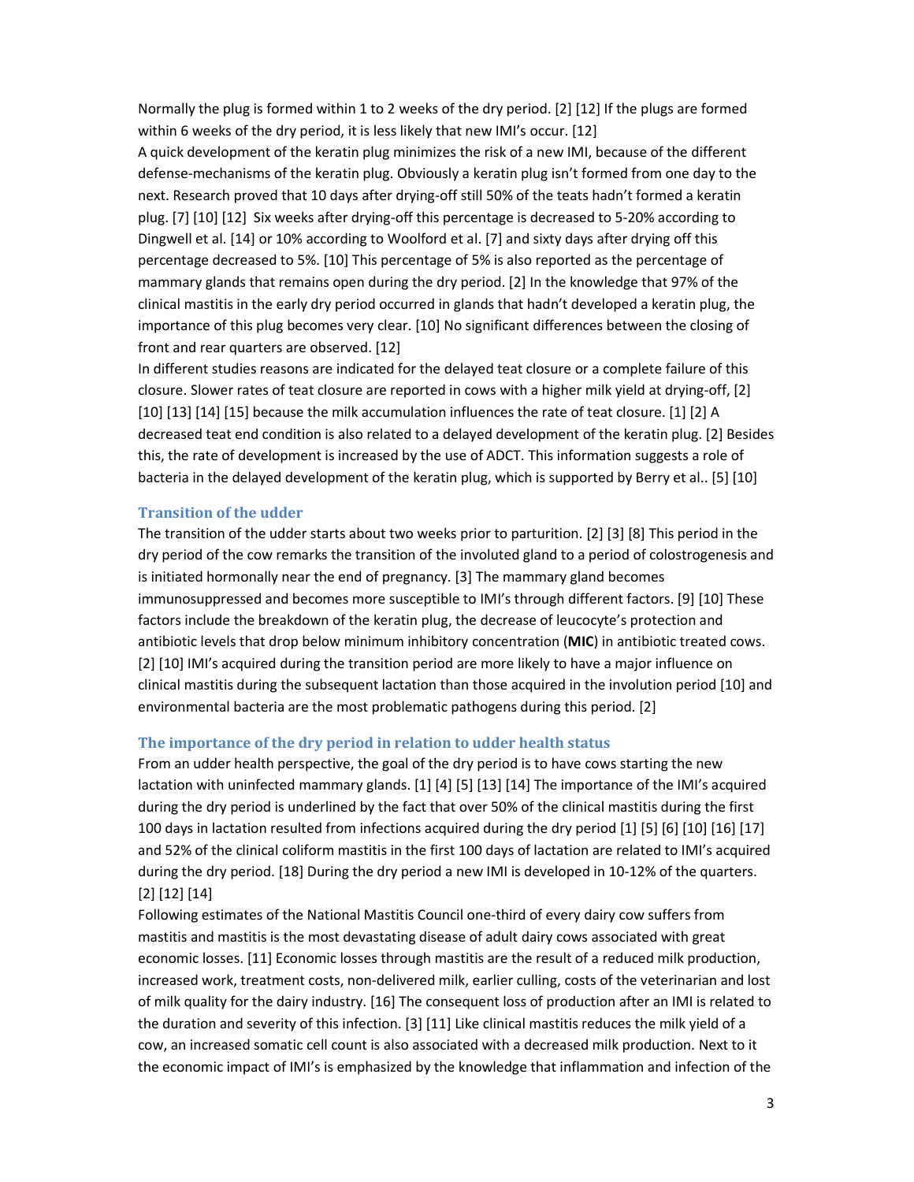Normally the plug is formed within 1 to 2 weeks of the dry period. [2] [12] If the plugs are formed within 6 weeks of the dry period, it is less likely that new IMI's occur. [12]

A quick development of the keratin plug minimizes the risk of a new IMI, because of the different defense-mechanisms of the keratin plug. Obviously a keratin plug isn't formed from one day to the next. Research proved that 10 days after drying-off still 50% of the teats hadn't formed a keratin plug. [7] [10] [12] Six weeks after drying-off this percentage is decreased to 5-20% according to Dingwell et al. [14] or 10% according to Woolford et al. [7] and sixty days after drying off this percentage decreased to 5%. [10] This percentage of 5% is also reported as the percentage of mammary glands that remains open during the dry period. [2] In the knowledge that 97% of the clinical mastitis in the early dry period occurred in glands that hadn't developed a keratin plug, the importance of this plug becomes very clear. [10] No significant differences between the closing of front and rear quarters are observed. [12]

In different studies reasons are indicated for the delayed teat closure or a complete failure of this closure. Slower rates of teat closure are reported in cows with a higher milk yield at drying-off, [2] [10] [13] [14] [15] because the milk accumulation influences the rate of teat closure. [1] [2] A decreased teat end condition is also related to a delayed development of the keratin plug. [2] Besides this, the rate of development is increased by the use of ADCT. This information suggests a role of bacteria in the delayed development of the keratin plug, which is supported by Berry et al.. [5] [10]

### Transition of the udder

The transition of the udder starts about two weeks prior to parturition. [2] [3] [8] This period in the dry period of the cow remarks the transition of the involuted gland to a period of colostrogenesis and is initiated hormonally near the end of pregnancy. [3] The mammary gland becomes immunosuppressed and becomes more susceptible to IMI's through different factors. [9] [10] These factors include the breakdown of the keratin plug, the decrease of leucocyte's protection and antibiotic levels that drop below minimum inhibitory concentration (**MIC**) in antibiotic treated cows. [2] [10] IMI's acquired during the transition period are more likely to have a major influence on clinical mastitis during the subsequent lactation than those acquired in the involution period [10] and environmental bacteria are the most problematic pathogens during this period. [2]

### The importance of the dry period in relation to udder health status

From an udder health perspective, the goal of the dry period is to have cows starting the new lactation with uninfected mammary glands. [1] [4] [5] [13] [14] The importance of the IMI's acquired during the dry period is underlined by the fact that over 50% of the clinical mastitis during the first 100 days in lactation resulted from infections acquired during the dry period [1] [5] [6] [10] [16] [17] and 52% of the clinical coliform mastitis in the first 100 days of lactation are related to IMI's acquired during the dry period. [18] During the dry period a new IMI is developed in 10-12% of the quarters. [2] [12] [14]

Following estimates of the National Mastitis Council one-third of every dairy cow suffers from mastitis and mastitis is the most devastating disease of adult dairy cows associated with great economic losses. [11] Economic losses through mastitis are the result of a reduced milk production, increased work, treatment costs, non-delivered milk, earlier culling, costs of the veterinarian and lost of milk quality for the dairy industry. [16] The consequent loss of production after an IMI is related to the duration and severity of this infection. [3] [11] Like clinical mastitis reduces the milk yield of a cow, an increased somatic cell count is also associated with a decreased milk production. Next to it the economic impact of IMI's is emphasized by the knowledge that inflammation and infection of the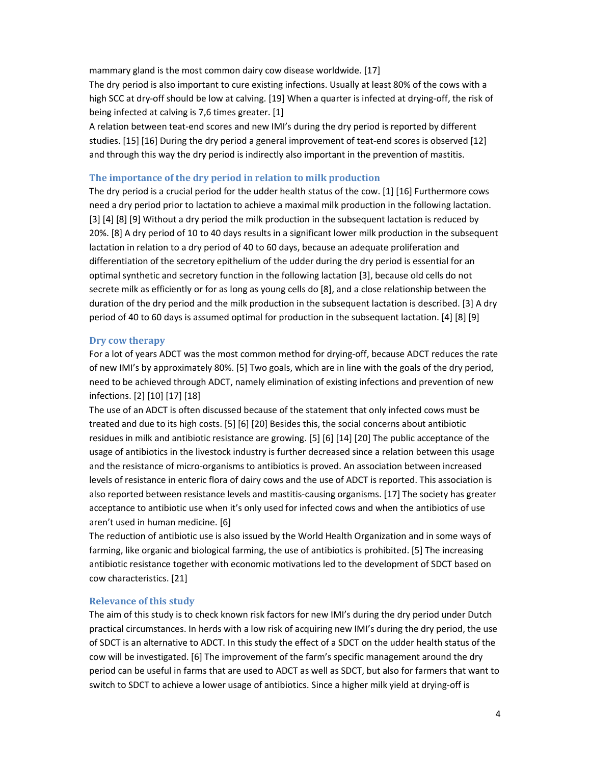mammary gland is the most common dairy cow disease worldwide. [17]

The dry period is also important to cure existing infections. Usually at least 80% of the cows with a high SCC at dry-off should be low at calving. [19] When a quarter is infected at drying-off, the risk of being infected at calving is 7,6 times greater. [1]

A relation between teat-end scores and new IMI's during the dry period is reported by different studies. [15] [16] During the dry period a general improvement of teat-end scores is observed [12] and through this way the dry period is indirectly also important in the prevention of mastitis.

### The importance of the dry period in relation to milk production

The dry period is a crucial period for the udder health status of the cow. [1] [16] Furthermore cows need a dry period prior to lactation to achieve a maximal milk production in the following lactation. [3] [4] [8] [9] Without a dry period the milk production in the subsequent lactation is reduced by 20%. [8] A dry period of 10 to 40 days results in a significant lower milk production in the subsequent lactation in relation to a dry period of 40 to 60 days, because an adequate proliferation and differentiation of the secretory epithelium of the udder during the dry period is essential for an optimal synthetic and secretory function in the following lactation [3], because old cells do not secrete milk as efficiently or for as long as young cells do [8], and a close relationship between the duration of the dry period and the milk production in the subsequent lactation is described. [3] A dry period of 40 to 60 days is assumed optimal for production in the subsequent lactation. [4] [8] [9]

### Dry cow therapy

For a lot of years ADCT was the most common method for drying-off, because ADCT reduces the rate of new IMI's by approximately 80%. [5] Two goals, which are in line with the goals of the dry period, need to be achieved through ADCT, namely elimination of existing infections and prevention of new infections. [2] [10] [17] [18]

The use of an ADCT is often discussed because of the statement that only infected cows must be treated and due to its high costs. [5] [6] [20] Besides this, the social concerns about antibiotic residues in milk and antibiotic resistance are growing. [5] [6] [14] [20] The public acceptance of the usage of antibiotics in the livestock industry is further decreased since a relation between this usage and the resistance of micro-organisms to antibiotics is proved. An association between increased levels of resistance in enteric flora of dairy cows and the use of ADCT is reported. This association is also reported between resistance levels and mastitis-causing organisms. [17] The society has greater acceptance to antibiotic use when it's only used for infected cows and when the antibiotics of use aren't used in human medicine. [6]

The reduction of antibiotic use is also issued by the World Health Organization and in some ways of farming, like organic and biological farming, the use of antibiotics is prohibited. [5] The increasing antibiotic resistance together with economic motivations led to the development of SDCT based on cow characteristics. [21]

### Relevance of this study

The aim of this study is to check known risk factors for new IMI's during the dry period under Dutch practical circumstances. In herds with a low risk of acquiring new IMI's during the dry period, the use of SDCT is an alternative to ADCT. In this study the effect of a SDCT on the udder health status of the cow will be investigated. [6] The improvement of the farm's specific management around the dry period can be useful in farms that are used to ADCT as well as SDCT, but also for farmers that want to switch to SDCT to achieve a lower usage of antibiotics. Since a higher milk yield at drying-off is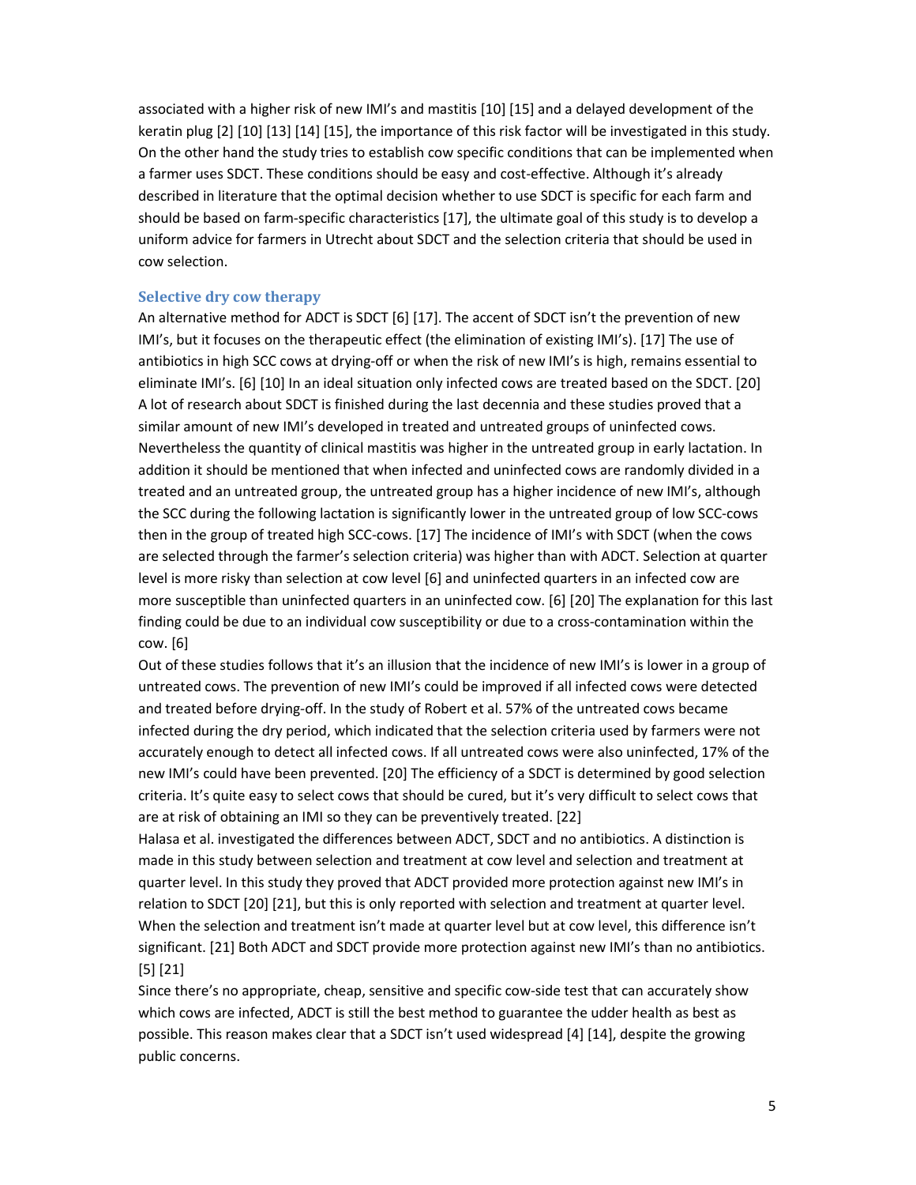associated with a higher risk of new IMI's and mastitis [10] [15] and a delayed development of the keratin plug [2] [10] [13] [14] [15], the importance of this risk factor will be investigated in this study. On the other hand the study tries to establish cow specific conditions that can be implemented when a farmer uses SDCT. These conditions should be easy and cost-effective. Although it's already described in literature that the optimal decision whether to use SDCT is specific for each farm and should be based on farm-specific characteristics [17], the ultimate goal of this study is to develop a uniform advice for farmers in Utrecht about SDCT and the selection criteria that should be used in cow selection.

### Selective dry cow therapy

An alternative method for ADCT is SDCT [6] [17]. The accent of SDCT isn't the prevention of new IMI's, but it focuses on the therapeutic effect (the elimination of existing IMI's). [17] The use of antibiotics in high SCC cows at drying-off or when the risk of new IMI's is high, remains essential to eliminate IMI's. [6] [10] In an ideal situation only infected cows are treated based on the SDCT. [20] A lot of research about SDCT is finished during the last decennia and these studies proved that a similar amount of new IMI's developed in treated and untreated groups of uninfected cows. Nevertheless the quantity of clinical mastitis was higher in the untreated group in early lactation. In addition it should be mentioned that when infected and uninfected cows are randomly divided in a treated and an untreated group, the untreated group has a higher incidence of new IMI's, although the SCC during the following lactation is significantly lower in the untreated group of low SCC-cows then in the group of treated high SCC-cows. [17] The incidence of IMI's with SDCT (when the cows are selected through the farmer's selection criteria) was higher than with ADCT. Selection at quarter level is more risky than selection at cow level [6] and uninfected quarters in an infected cow are more susceptible than uninfected quarters in an uninfected cow. [6] [20] The explanation for this last finding could be due to an individual cow susceptibility or due to a cross-contamination within the cow. [6]

Out of these studies follows that it's an illusion that the incidence of new IMI's is lower in a group of untreated cows. The prevention of new IMI's could be improved if all infected cows were detected and treated before drying-off. In the study of Robert et al. 57% of the untreated cows became infected during the dry period, which indicated that the selection criteria used by farmers were not accurately enough to detect all infected cows. If all untreated cows were also uninfected, 17% of the new IMI's could have been prevented. [20] The efficiency of a SDCT is determined by good selection criteria. It's quite easy to select cows that should be cured, but it's very difficult to select cows that are at risk of obtaining an IMI so they can be preventively treated. [22]

Halasa et al. investigated the differences between ADCT, SDCT and no antibiotics. A distinction is made in this study between selection and treatment at cow level and selection and treatment at quarter level. In this study they proved that ADCT provided more protection against new IMI's in relation to SDCT [20] [21], but this is only reported with selection and treatment at quarter level. When the selection and treatment isn't made at quarter level but at cow level, this difference isn't significant. [21] Both ADCT and SDCT provide more protection against new IMI's than no antibiotics. [5] [21]

Since there's no appropriate, cheap, sensitive and specific cow-side test that can accurately show which cows are infected, ADCT is still the best method to guarantee the udder health as best as possible. This reason makes clear that a SDCT isn't used widespread [4] [14], despite the growing public concerns.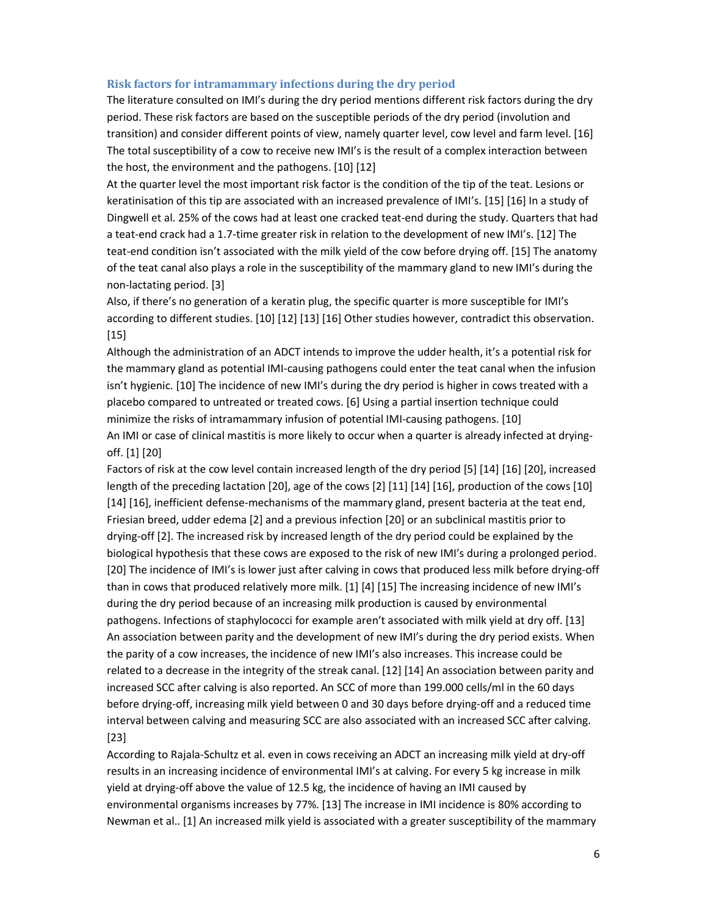### Risk factors for intramammary infections during the dry period

The literature consulted on IMI's during the dry period mentions different risk factors during the dry period. These risk factors are based on the susceptible periods of the dry period (involution and transition) and consider different points of view, namely quarter level, cow level and farm level. [16] The total susceptibility of a cow to receive new IMI's is the result of a complex interaction between the host, the environment and the pathogens. [10] [12]

At the quarter level the most important risk factor is the condition of the tip of the teat. Lesions or keratinisation of this tip are associated with an increased prevalence of IMI's. [15] [16] In a study of Dingwell et al. 25% of the cows had at least one cracked teat-end during the study. Quarters that had a teat-end crack had a 1.7-time greater risk in relation to the development of new IMI's. [12] The teat-end condition isn't associated with the milk yield of the cow before drying off. [15] The anatomy of the teat canal also plays a role in the susceptibility of the mammary gland to new IMI's during the non-lactating period. [3]

Also, if there's no generation of a keratin plug, the specific quarter is more susceptible for IMI's according to different studies. [10] [12] [13] [16] Other studies however, contradict this observation. [15]

Although the administration of an ADCT intends to improve the udder health, it's a potential risk for the mammary gland as potential IMI-causing pathogens could enter the teat canal when the infusion isn't hygienic. [10] The incidence of new IMI's during the dry period is higher in cows treated with a placebo compared to untreated or treated cows. [6] Using a partial insertion technique could minimize the risks of intramammary infusion of potential IMI-causing pathogens. [10]

An IMI or case of clinical mastitis is more likely to occur when a quarter is already infected at drying-off. [1] [20]

Factors of risk at the cow level contain increased length of the dry period [5] [14] [16] [20], increased length of the preceding lactation [20], age of the cows [2] [11] [14] [16], production of the cows [10] [14] [16], inefficient defense-mechanisms of the mammary gland, present bacteria at the teat end, Friesian breed, udder edema [2] and a previous infection [20] or an subclinical mastitis prior to drying-off [2]. The increased risk by increased length of the dry period could be explained by the biological hypothesis that these cows are exposed to the risk of new IMI's during a prolonged period. [20] The incidence of IMI's is lower just after calving in cows that produced less milk before drying-off than in cows that produced relatively more milk. [1] [4] [15] The increasing incidence of new IMI's during the dry period because of an increasing milk production is caused by environmental pathogens. Infections of staphylococci for example aren't associated with milk yield at dry off. [13] An association between parity and the development of new IMI's during the dry period exists. When the parity of a cow increases, the incidence of new IMI's also increases. This increase could be related to a decrease in the integrity of the streak canal. [12] [14] An association between parity and increased SCC after calving is also reported. An SCC of more than 199.000 cells/ml in the 60 days before drying-off, increasing milk yield between 0 and 30 days before drying-off and a reduced time interval between calving and measuring SCC are also associated with an increased SCC after calving. [23]

According to Rajala-Schultz et al. even in cows receiving an ADCT an increasing milk yield at dry-off results in an increasing incidence of environmental IMI's at calving. For every 5 kg increase in milk yield at drying-off above the value of 12.5 kg, the incidence of having an IMI caused by environmental organisms increases by 77%. [13] The increase in IMI incidence is 80% according to Newman et al.. [1] An increased milk yield is associated with a greater susceptibility of the mammary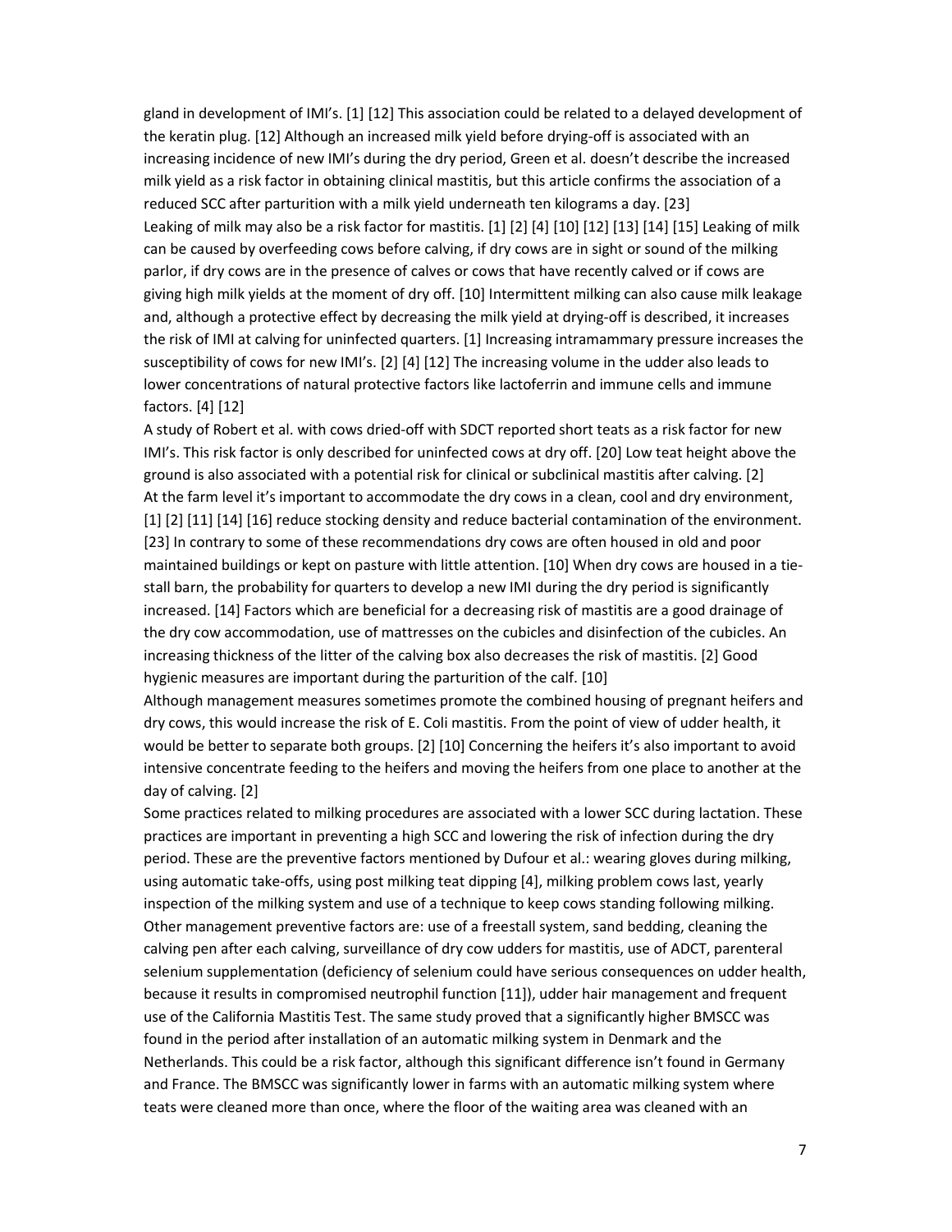gland in development of IMI's. [1] [12] This association could be related to a delayed development of the keratin plug. [12] Although an increased milk yield before drying-off is associated with an increasing incidence of new IMI's during the dry period, Green et al. doesn't describe the increased milk yield as a risk factor in obtaining clinical mastitis, but this article confirms the association of a reduced SCC after parturition with a milk yield underneath ten kilograms a day. [23]

Leaking of milk may also be a risk factor for mastitis. [1] [2] [4] [10] [12] [13] [14] [15] Leaking of milk can be caused by overfeeding cows before calving, if dry cows are in sight or sound of the milking parlor, if dry cows are in the presence of calves or cows that have recently calved or if cows are giving high milk yields at the moment of dry off. [10] Intermittent milking can also cause milk leakage and, although a protective effect by decreasing the milk yield at drying-off is described, it increases the risk of IMI at calving for uninfected quarters. [1] Increasing intramammary pressure increases the susceptibility of cows for new IMI's. [2] [4] [12] The increasing volume in the udder also leads to lower concentrations of natural protective factors like lactoferrin and immune cells and immune factors. [4] [12]

A study of Robert et al. with cows dried-off with SDCT reported short teats as a risk factor for new IMI's. This risk factor is only described for uninfected cows at dry off. [20] Low teat height above the ground is also associated with a potential risk for clinical or subclinical mastitis after calving. [2]

At the farm level it's important to accommodate the dry cows in a clean, cool and dry environment, [1] [2] [11] [14] [16] reduce stocking density and reduce bacterial contamination of the environment. [23] In contrary to some of these recommendations dry cows are often housed in old and poor maintained buildings or kept on pasture with little attention. [10] When dry cows are housed in a tie-stall barn, the probability for quarters to develop a new IMI during the dry period is significantly increased. [14] Factors which are beneficial for a decreasing risk of mastitis are a good drainage of the dry cow accommodation, use of mattresses on the cubicles and disinfection of the cubicles. An increasing thickness of the litter of the calving box also decreases the risk of mastitis. [2] Good hygienic measures are important during the parturition of the calf. [10]

Although management measures sometimes promote the combined housing of pregnant heifers and dry cows, this would increase the risk of E. Coli mastitis. From the point of view of udder health, it would be better to separate both groups. [2] [10] Concerning the heifers it's also important to avoid intensive concentrate feeding to the heifers and moving the heifers from one place to another at the day of calving. [2]

Some practices related to milking procedures are associated with a lower SCC during lactation. These practices are important in preventing a high SCC and lowering the risk of infection during the dry period. These are the preventive factors mentioned by Dufour et al.: wearing gloves during milking, using automatic take-offs, using post milking teat dipping [4], milking problem cows last, yearly inspection of the milking system and use of a technique to keep cows standing following milking. Other management preventive factors are: use of a freestall system, sand bedding, cleaning the calving pen after each calving, surveillance of dry cow udders for mastitis, use of ADCT, parenteral selenium supplementation (deficiency of selenium could have serious consequences on udder health, because it results in compromised neutrophil function [11]), udder hair management and frequent use of the California Mastitis Test. The same study proved that a significantly higher BMSCC was found in the period after installation of an automatic milking system in Denmark and the Netherlands. This could be a risk factor, although this significant difference isn't found in Germany and France. The BMSCC was significantly lower in farms with an automatic milking system where teats were cleaned more than once, where the floor of the waiting area was cleaned with an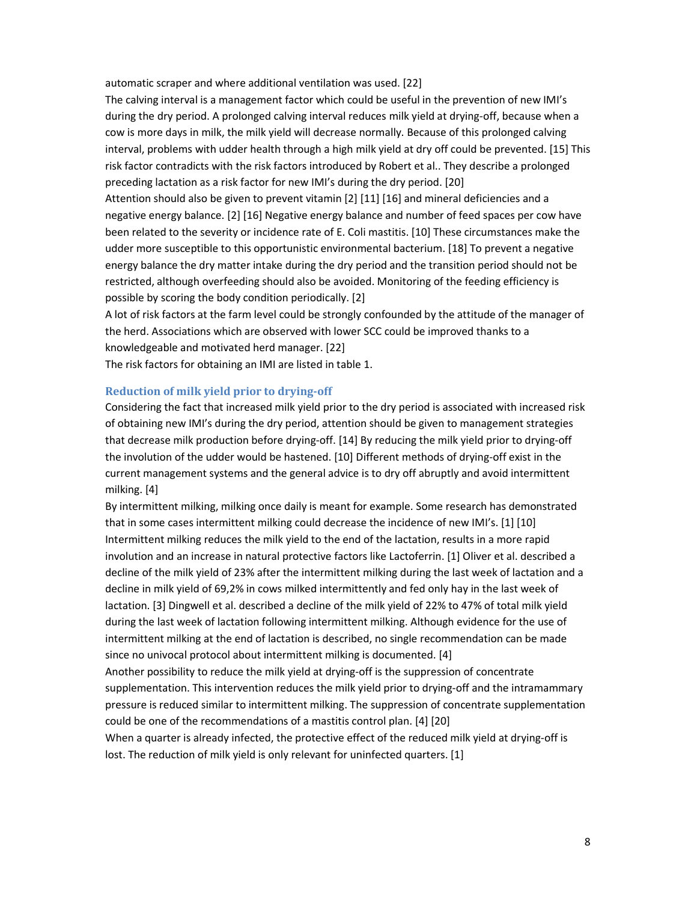automatic scraper and where additional ventilation was used. [22]

The calving interval is a management factor which could be useful in the prevention of new IMI's during the dry period. A prolonged calving interval reduces milk yield at drying-off, because when a cow is more days in milk, the milk yield will decrease normally. Because of this prolonged calving interval, problems with udder health through a high milk yield at dry off could be prevented. [15] This risk factor contradicts with the risk factors introduced by Robert et al.. They describe a prolonged preceding lactation as a risk factor for new IMI's during the dry period. [20]

Attention should also be given to prevent vitamin [2] [11] [16] and mineral deficiencies and a negative energy balance. [2] [16] Negative energy balance and number of feed spaces per cow have been related to the severity or incidence rate of E. Coli mastitis. [10] These circumstances make the udder more susceptible to this opportunistic environmental bacterium. [18] To prevent a negative energy balance the dry matter intake during the dry period and the transition period should not be restricted, although overfeeding should also be avoided. Monitoring of the feeding efficiency is possible by scoring the body condition periodically. [2]

A lot of risk factors at the farm level could be strongly confounded by the attitude of the manager of the herd. Associations which are observed with lower SCC could be improved thanks to a knowledgeable and motivated herd manager. [22]

The risk factors for obtaining an IMI are listed in table 1.

### Reduction of milk yield prior to drying-off

Considering the fact that increased milk yield prior to the dry period is associated with increased risk of obtaining new IMI's during the dry period, attention should be given to management strategies that decrease milk production before drying-off. [14] By reducing the milk yield prior to drying-off the involution of the udder would be hastened. [10] Different methods of drying-off exist in the current management systems and the general advice is to dry off abruptly and avoid intermittent milking. [4]

By intermittent milking, milking once daily is meant for example. Some research has demonstrated that in some cases intermittent milking could decrease the incidence of new IMI's. [1] [10] Intermittent milking reduces the milk yield to the end of the lactation, results in a more rapid involution and an increase in natural protective factors like Lactoferrin. [1] Oliver et al. described a decline of the milk yield of 23% after the intermittent milking during the last week of lactation and a decline in milk yield of 69,2% in cows milked intermittently and fed only hay in the last week of lactation. [3] Dingwell et al. described a decline of the milk yield of 22% to 47% of total milk yield during the last week of lactation following intermittent milking. Although evidence for the use of intermittent milking at the end of lactation is described, no single recommendation can be made since no univocal protocol about intermittent milking is documented. [4]

Another possibility to reduce the milk yield at drying-off is the suppression of concentrate supplementation. This intervention reduces the milk yield prior to drying-off and the intramammary pressure is reduced similar to intermittent milking. The suppression of concentrate supplementation could be one of the recommendations of a mastitis control plan. [4] [20]

When a quarter is already infected, the protective effect of the reduced milk yield at drying-off is lost. The reduction of milk yield is only relevant for uninfected quarters. [1]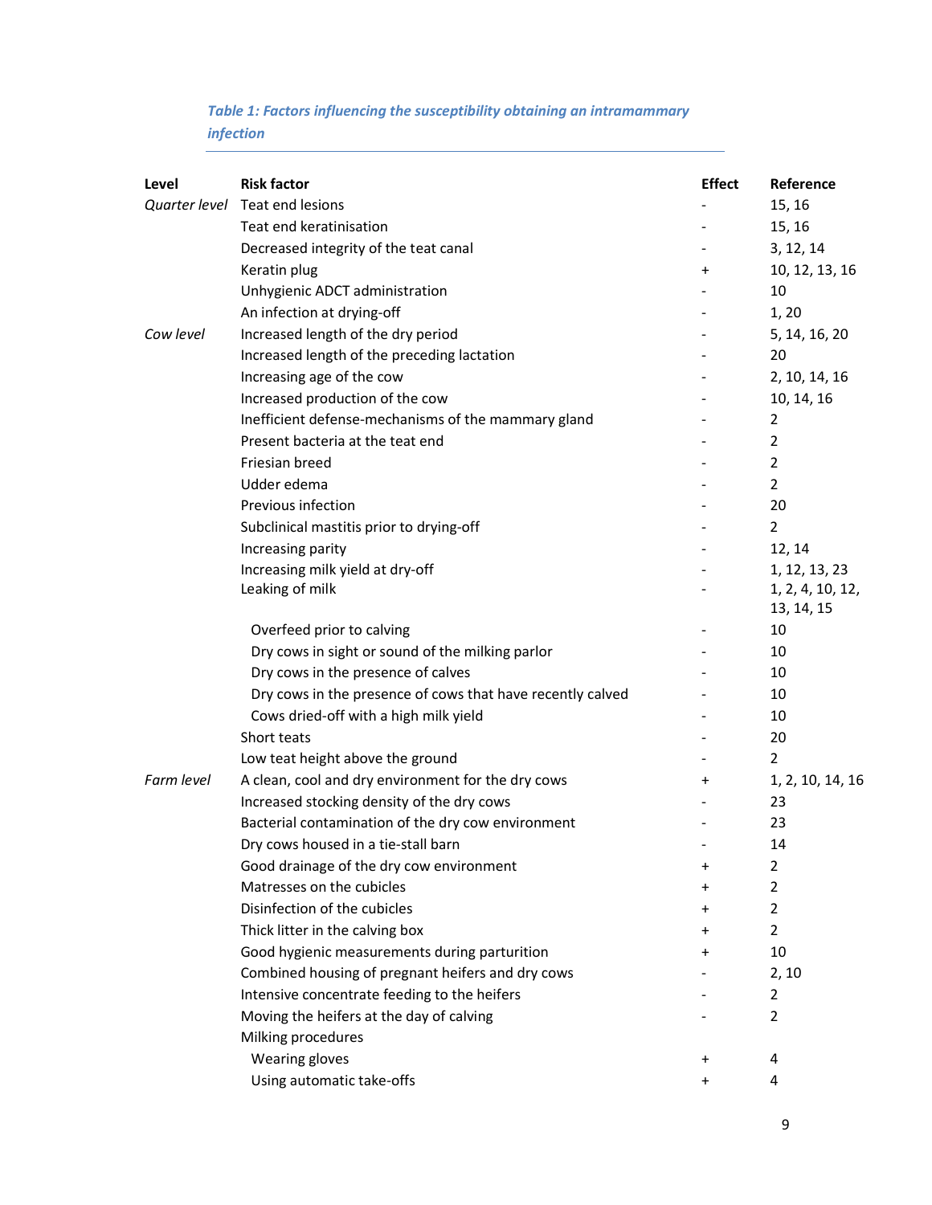*Table 1: Factors influencing the susceptibility obtaining an intramammary infection*

| Level | Risk factor | Effect | Reference |
|---|---|---|---|
| *Quarter level* | Teat end lesions | - | 15, 16 |
| | Teat end keratinisation | - | 15, 16 |
| | Decreased integrity of the teat canal | - | 3, 12, 14 |
| | Keratin plug | + | 10, 12, 13, 16 |
| | Unhygienic ADCT administration | - | 10 |
| | An infection at drying-off | - | 1, 20 |
| *Cow level* | Increased length of the dry period | - | 5, 14, 16, 20 |
| | Increased length of the preceding lactation | - | 20 |
| | Increasing age of the cow | - | 2, 10, 14, 16 |
| | Increased production of the cow | - | 10, 14, 16 |
| | Inefficient defense-mechanisms of the mammary gland | - | 2 |
| | Present bacteria at the teat end | - | 2 |
| | Friesian breed | - | 2 |
| | Udder edema | - | 2 |
| | Previous infection | - | 20 |
| | Subclinical mastitis prior to drying-off | - | 2 |
| | Increasing parity | - | 12, 14 |
| | Increasing milk yield at dry-off | - | 1, 12, 13, 23 |
| | Leaking of milk | - | 1, 2, 4, 10, 12, 13, 14, 15 |
| | Overfeed prior to calving | - | 10 |
| | Dry cows in sight or sound of the milking parlor | - | 10 |
| | Dry cows in the presence of calves | - | 10 |
| | Dry cows in the presence of cows that have recently calved | - | 10 |
| | Cows dried-off with a high milk yield | - | 10 |
| | Short teats | - | 20 |
| | Low teat height above the ground | - | 2 |
| *Farm level* | A clean, cool and dry environment for the dry cows | + | 1, 2, 10, 14, 16 |
| | Increased stocking density of the dry cows | - | 23 |
| | Bacterial contamination of the dry cow environment | - | 23 |
| | Dry cows housed in a tie-stall barn | - | 14 |
| | Good drainage of the dry cow environment | + | 2 |
| | Matresses on the cubicles | + | 2 |
| | Disinfection of the cubicles | + | 2 |
| | Thick litter in the calving box | + | 2 |
| | Good hygienic measurements during parturition | + | 10 |
| | Combined housing of pregnant heifers and dry cows | - | 2, 10 |
| | Intensive concentrate feeding to the heifers | - | 2 |
| | Moving the heifers at the day of calving | - | 2 |
| | Milking procedures | | |
| | Wearing gloves | + | 4 |
| | Using automatic take-offs | + | 4 |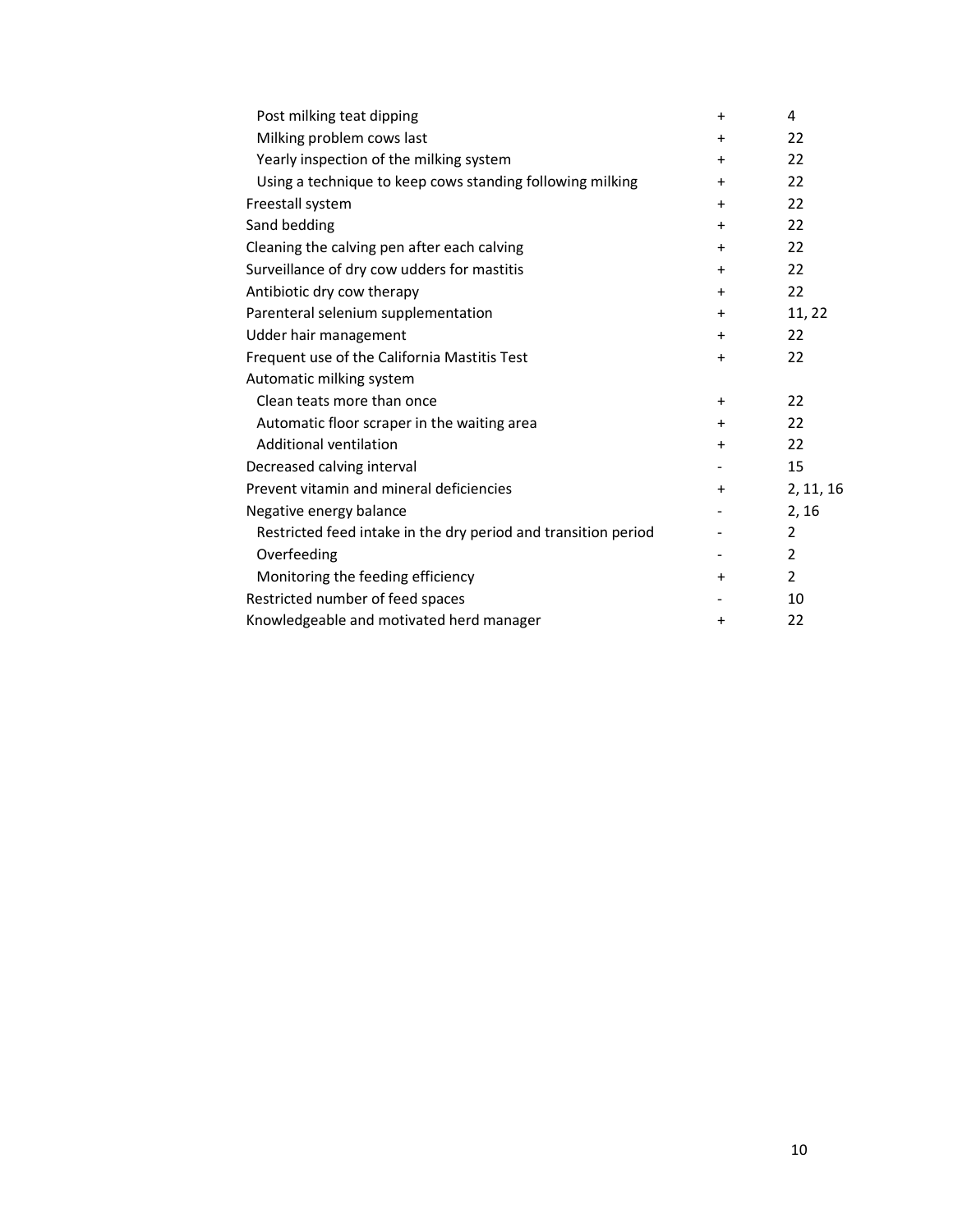| | | |
|---|---|---|
| Post milking teat dipping | + | 4 |
| Milking problem cows last | + | 22 |
| Yearly inspection of the milking system | + | 22 |
| Using a technique to keep cows standing following milking | + | 22 |
| Freestall system | + | 22 |
| Sand bedding | + | 22 |
| Cleaning the calving pen after each calving | + | 22 |
| Surveillance of dry cow udders for mastitis | + | 22 |
| Antibiotic dry cow therapy | + | 22 |
| Parenteral selenium supplementation | + | 11, 22 |
| Udder hair management | + | 22 |
| Frequent use of the California Mastitis Test | + | 22 |
| Automatic milking system | | |
| Clean teats more than once | + | 22 |
| Automatic floor scraper in the waiting area | + | 22 |
| Additional ventilation | + | 22 |
| Decreased calving interval | - | 15 |
| Prevent vitamin and mineral deficiencies | + | 2, 11, 16 |
| Negative energy balance | - | 2, 16 |
| Restricted feed intake in the dry period and transition period | - | 2 |
| Overfeeding | - | 2 |
| Monitoring the feeding efficiency | + | 2 |
| Restricted number of feed spaces | - | 10 |
| Knowledgeable and motivated herd manager | + | 22 |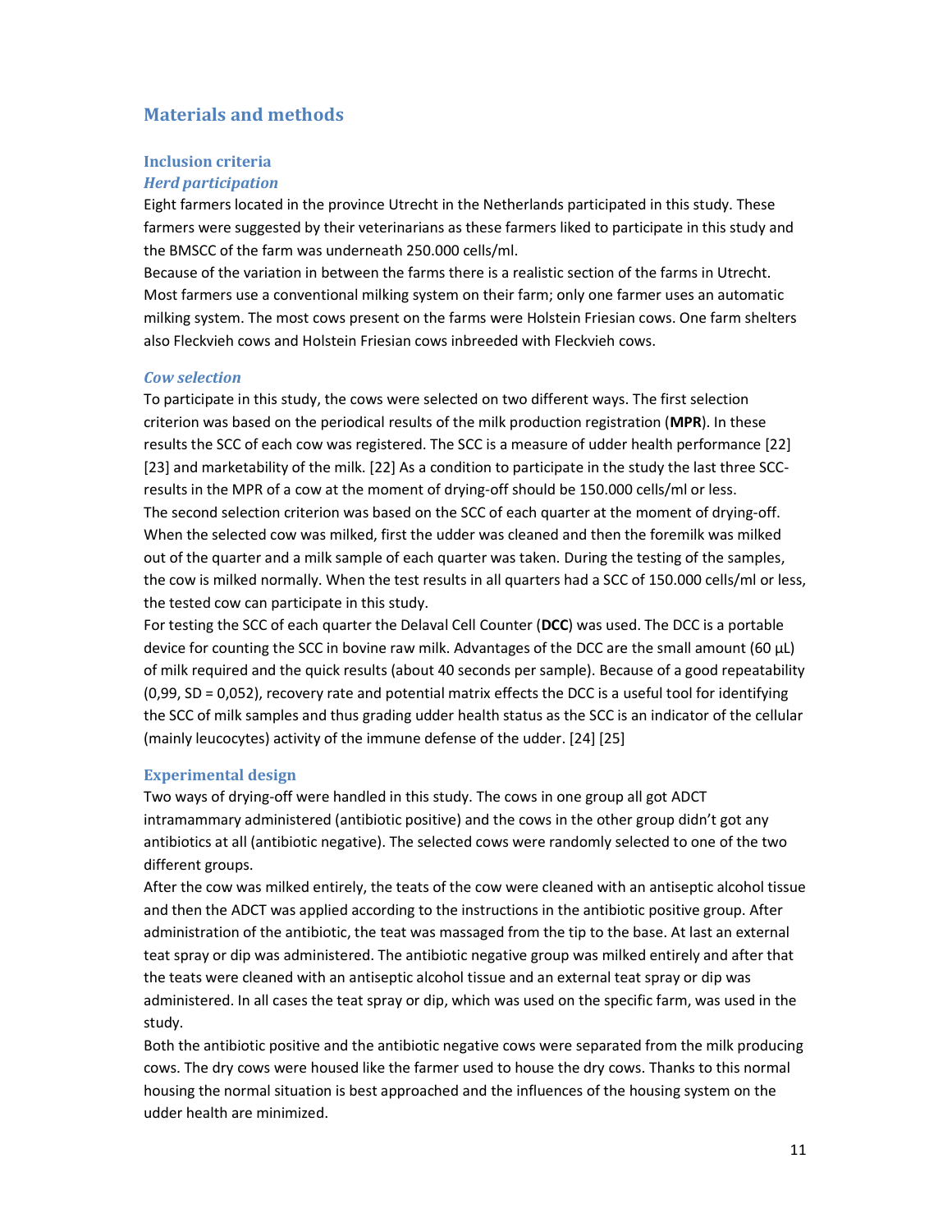## Materials and methods

### Inclusion criteria

#### *Herd participation*

Eight farmers located in the province Utrecht in the Netherlands participated in this study. These farmers were suggested by their veterinarians as these farmers liked to participate in this study and the BMSCC of the farm was underneath 250.000 cells/ml.

Because of the variation in between the farms there is a realistic section of the farms in Utrecht. Most farmers use a conventional milking system on their farm; only one farmer uses an automatic milking system. The most cows present on the farms were Holstein Friesian cows. One farm shelters also Fleckvieh cows and Holstein Friesian cows inbreeded with Fleckvieh cows.

#### *Cow selection*

To participate in this study, the cows were selected on two different ways. The first selection criterion was based on the periodical results of the milk production registration (**MPR**). In these results the SCC of each cow was registered. The SCC is a measure of udder health performance [22] [23] and marketability of the milk. [22] As a condition to participate in the study the last three SCC-results in the MPR of a cow at the moment of drying-off should be 150.000 cells/ml or less.

The second selection criterion was based on the SCC of each quarter at the moment of drying-off. When the selected cow was milked, first the udder was cleaned and then the foremilk was milked out of the quarter and a milk sample of each quarter was taken. During the testing of the samples, the cow is milked normally. When the test results in all quarters had a SCC of 150.000 cells/ml or less, the tested cow can participate in this study.

For testing the SCC of each quarter the Delaval Cell Counter (**DCC**) was used. The DCC is a portable device for counting the SCC in bovine raw milk. Advantages of the DCC are the small amount (60 µL) of milk required and the quick results (about 40 seconds per sample). Because of a good repeatability (0,99, SD = 0,052), recovery rate and potential matrix effects the DCC is a useful tool for identifying the SCC of milk samples and thus grading udder health status as the SCC is an indicator of the cellular (mainly leucocytes) activity of the immune defense of the udder. [24] [25]

### Experimental design

Two ways of drying-off were handled in this study. The cows in one group all got ADCT intramammary administered (antibiotic positive) and the cows in the other group didn't got any antibiotics at all (antibiotic negative). The selected cows were randomly selected to one of the two different groups.

After the cow was milked entirely, the teats of the cow were cleaned with an antiseptic alcohol tissue and then the ADCT was applied according to the instructions in the antibiotic positive group. After administration of the antibiotic, the teat was massaged from the tip to the base. At last an external teat spray or dip was administered. The antibiotic negative group was milked entirely and after that the teats were cleaned with an antiseptic alcohol tissue and an external teat spray or dip was administered. In all cases the teat spray or dip, which was used on the specific farm, was used in the study.

Both the antibiotic positive and the antibiotic negative cows were separated from the milk producing cows. The dry cows were housed like the farmer used to house the dry cows. Thanks to this normal housing the normal situation is best approached and the influences of the housing system on the udder health are minimized.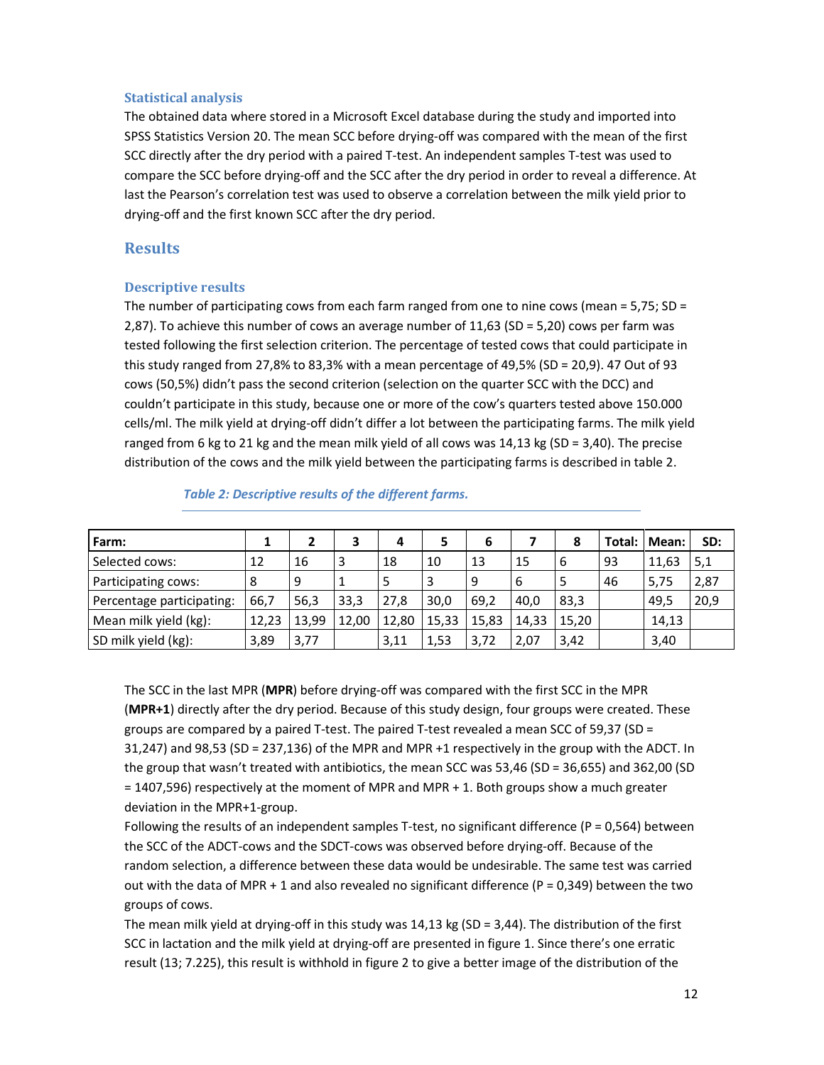### Statistical analysis

The obtained data where stored in a Microsoft Excel database during the study and imported into SPSS Statistics Version 20. The mean SCC before drying-off was compared with the mean of the first SCC directly after the dry period with a paired T-test. An independent samples T-test was used to compare the SCC before drying-off and the SCC after the dry period in order to reveal a difference. At last the Pearson's correlation test was used to observe a correlation between the milk yield prior to drying-off and the first known SCC after the dry period.

## Results

### Descriptive results

The number of participating cows from each farm ranged from one to nine cows (mean = 5,75; SD = 2,87). To achieve this number of cows an average number of 11,63 (SD = 5,20) cows per farm was tested following the first selection criterion. The percentage of tested cows that could participate in this study ranged from 27,8% to 83,3% with a mean percentage of 49,5% (SD = 20,9). 47 Out of 93 cows (50,5%) didn't pass the second criterion (selection on the quarter SCC with the DCC) and couldn't participate in this study, because one or more of the cow's quarters tested above 150.000 cells/ml. The milk yield at drying-off didn't differ a lot between the participating farms. The milk yield ranged from 6 kg to 21 kg and the mean milk yield of all cows was 14,13 kg (SD = 3,40). The precise distribution of the cows and the milk yield between the participating farms is described in table 2.

*Table 2: Descriptive results of the different farms.*

| Farm: | 1 | 2 | 3 | 4 | 5 | 6 | 7 | 8 | Total: | Mean: | SD: |
|---|---|---|---|---|---|---|---|---|---|---|---|
| Selected cows: | 12 | 16 | 3 | 18 | 10 | 13 | 15 | 6 | 93 | 11,63 | 5,1 |
| Participating cows: | 8 | 9 | 1 | 5 | 3 | 9 | 6 | 5 | 46 | 5,75 | 2,87 |
| Percentage participating: | 66,7 | 56,3 | 33,3 | 27,8 | 30,0 | 69,2 | 40,0 | 83,3 | | 49,5 | 20,9 |
| Mean milk yield (kg): | 12,23 | 13,99 | 12,00 | 12,80 | 15,33 | 15,83 | 14,33 | 15,20 | | 14,13 | |
| SD milk yield (kg): | 3,89 | 3,77 | | 3,11 | 1,53 | 3,72 | 2,07 | 3,42 | | 3,40 | |

The SCC in the last MPR (**MPR**) before drying-off was compared with the first SCC in the MPR (**MPR+1**) directly after the dry period. Because of this study design, four groups were created. These groups are compared by a paired T-test. The paired T-test revealed a mean SCC of 59,37 (SD = 31,247) and 98,53 (SD = 237,136) of the MPR and MPR +1 respectively in the group with the ADCT. In the group that wasn't treated with antibiotics, the mean SCC was 53,46 (SD = 36,655) and 362,00 (SD = 1407,596) respectively at the moment of MPR and MPR + 1. Both groups show a much greater deviation in the MPR+1-group.

Following the results of an independent samples T-test, no significant difference (P = 0,564) between the SCC of the ADCT-cows and the SDCT-cows was observed before drying-off. Because of the random selection, a difference between these data would be undesirable. The same test was carried out with the data of MPR + 1 and also revealed no significant difference (P = 0,349) between the two groups of cows.

The mean milk yield at drying-off in this study was 14,13 kg (SD = 3,44). The distribution of the first SCC in lactation and the milk yield at drying-off are presented in figure 1. Since there's one erratic result (13; 7.225), this result is withhold in figure 2 to give a better image of the distribution of the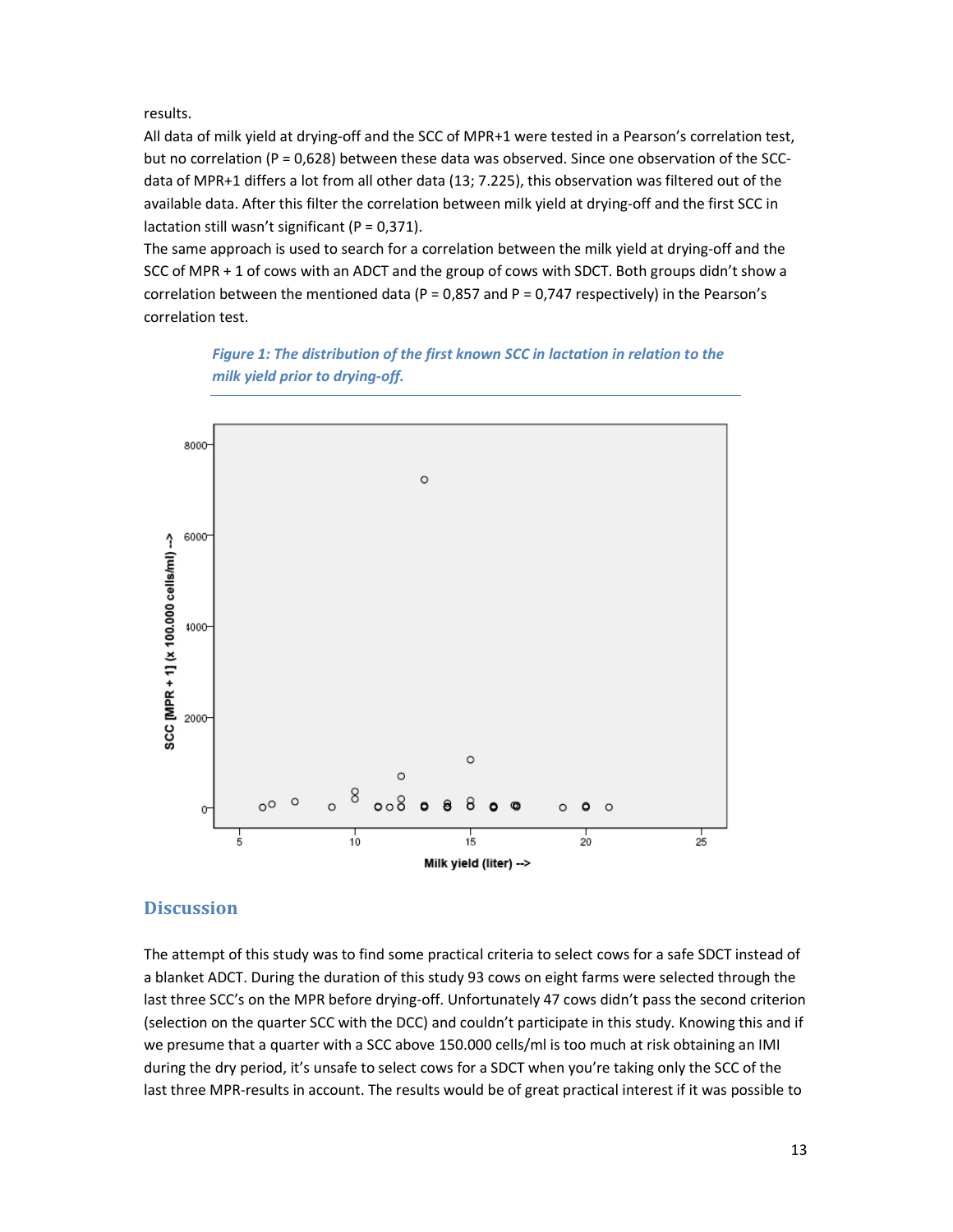results.

All data of milk yield at drying-off and the SCC of MPR+1 were tested in a Pearson's correlation test, but no correlation (P = 0,628) between these data was observed. Since one observation of the SCC-data of MPR+1 differs a lot from all other data (13; 7.225), this observation was filtered out of the available data. After this filter the correlation between milk yield at drying-off and the first SCC in lactation still wasn't significant (P = 0,371).

The same approach is used to search for a correlation between the milk yield at drying-off and the SCC of MPR + 1 of cows with an ADCT and the group of cows with SDCT. Both groups didn't show a correlation between the mentioned data (P = 0,857 and P = 0,747 respectively) in the Pearson's correlation test.

***Figure 1: The distribution of the first known SCC in lactation in relation to the milk yield prior to drying-off.***

## Discussion

The attempt of this study was to find some practical criteria to select cows for a safe SDCT instead of a blanket ADCT. During the duration of this study 93 cows on eight farms were selected through the last three SCC's on the MPR before drying-off. Unfortunately 47 cows didn't pass the second criterion (selection on the quarter SCC with the DCC) and couldn't participate in this study. Knowing this and if we presume that a quarter with a SCC above 150.000 cells/ml is too much at risk obtaining an IMI during the dry period, it's unsafe to select cows for a SDCT when you're taking only the SCC of the last three MPR-results in account. The results would be of great practical interest if it was possible to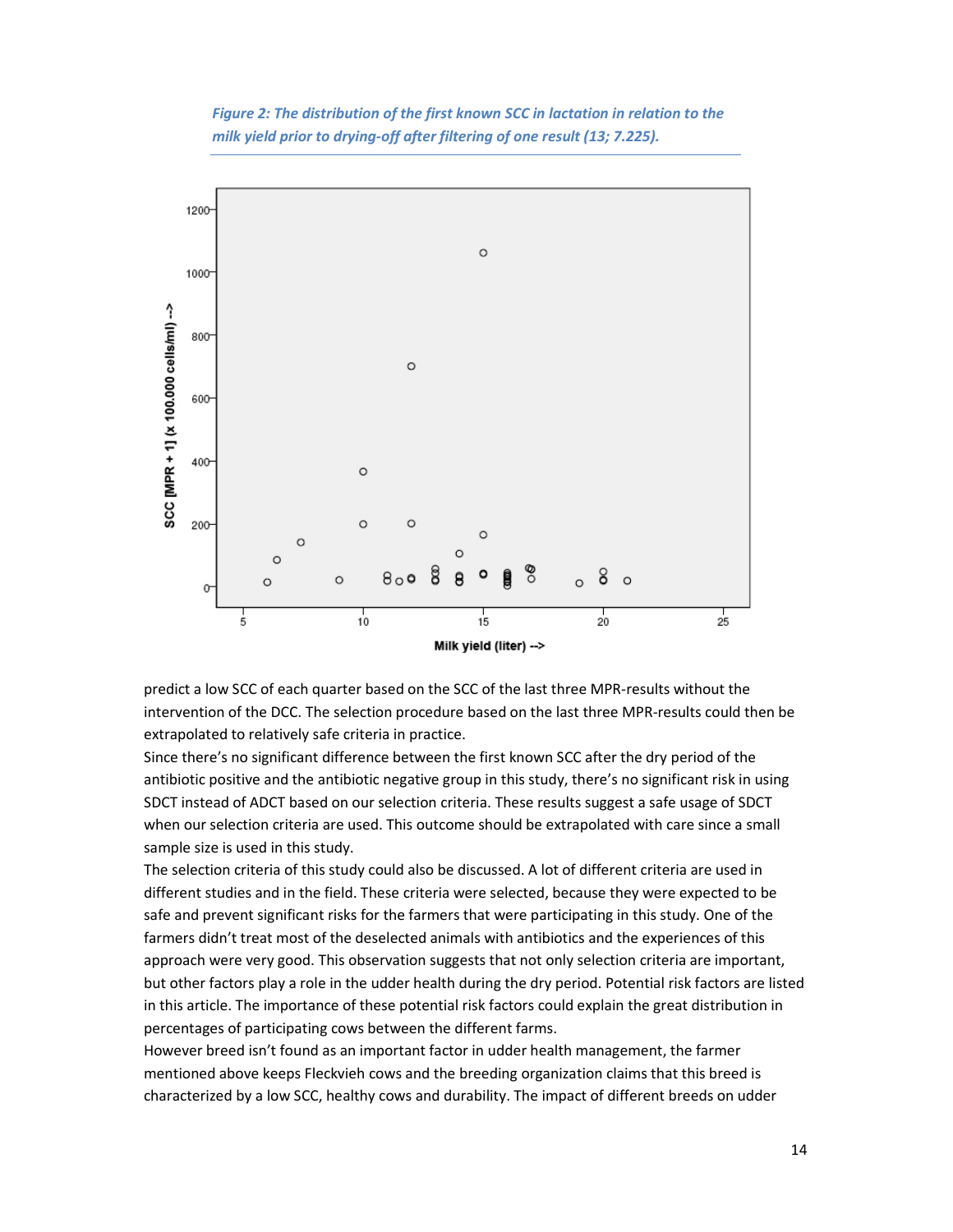*Figure 2: The distribution of the first known SCC in lactation in relation to the milk yield prior to drying-off after filtering of one result (13; 7.225).*

predict a low SCC of each quarter based on the SCC of the last three MPR-results without the intervention of the DCC. The selection procedure based on the last three MPR-results could then be extrapolated to relatively safe criteria in practice.

Since there's no significant difference between the first known SCC after the dry period of the antibiotic positive and the antibiotic negative group in this study, there's no significant risk in using SDCT instead of ADCT based on our selection criteria. These results suggest a safe usage of SDCT when our selection criteria are used. This outcome should be extrapolated with care since a small sample size is used in this study.

The selection criteria of this study could also be discussed. A lot of different criteria are used in different studies and in the field. These criteria were selected, because they were expected to be safe and prevent significant risks for the farmers that were participating in this study. One of the farmers didn't treat most of the deselected animals with antibiotics and the experiences of this approach were very good. This observation suggests that not only selection criteria are important, but other factors play a role in the udder health during the dry period. Potential risk factors are listed in this article. The importance of these potential risk factors could explain the great distribution in percentages of participating cows between the different farms.

However breed isn't found as an important factor in udder health management, the farmer mentioned above keeps Fleckvieh cows and the breeding organization claims that this breed is characterized by a low SCC, healthy cows and durability. The impact of different breeds on udder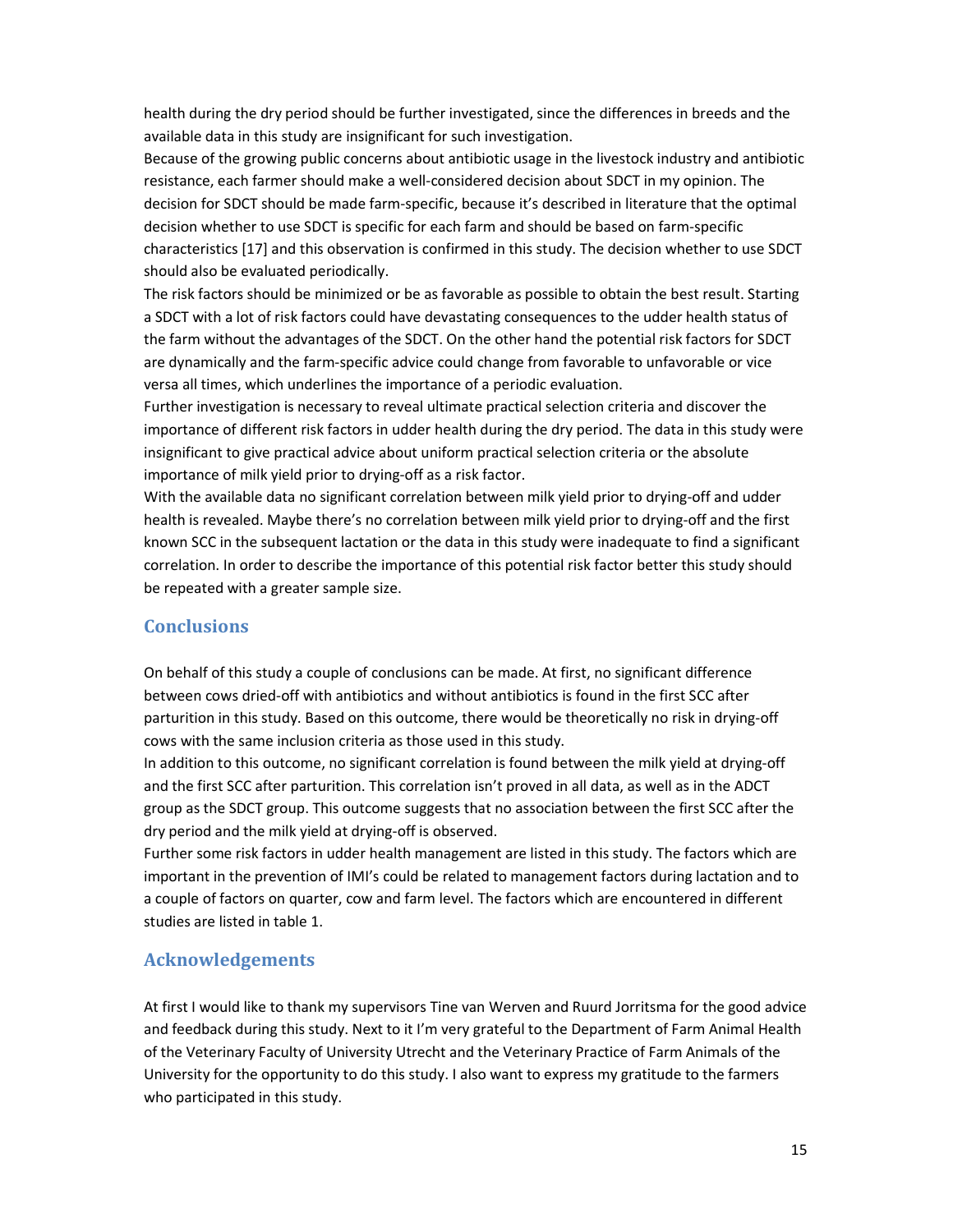health during the dry period should be further investigated, since the differences in breeds and the available data in this study are insignificant for such investigation.
Because of the growing public concerns about antibiotic usage in the livestock industry and antibiotic resistance, each farmer should make a well-considered decision about SDCT in my opinion. The decision for SDCT should be made farm-specific, because it's described in literature that the optimal decision whether to use SDCT is specific for each farm and should be based on farm-specific characteristics [17] and this observation is confirmed in this study. The decision whether to use SDCT should also be evaluated periodically.
The risk factors should be minimized or be as favorable as possible to obtain the best result. Starting a SDCT with a lot of risk factors could have devastating consequences to the udder health status of the farm without the advantages of the SDCT. On the other hand the potential risk factors for SDCT are dynamically and the farm-specific advice could change from favorable to unfavorable or vice versa all times, which underlines the importance of a periodic evaluation.
Further investigation is necessary to reveal ultimate practical selection criteria and discover the importance of different risk factors in udder health during the dry period. The data in this study were insignificant to give practical advice about uniform practical selection criteria or the absolute importance of milk yield prior to drying-off as a risk factor.
With the available data no significant correlation between milk yield prior to drying-off and udder health is revealed. Maybe there's no correlation between milk yield prior to drying-off and the first known SCC in the subsequent lactation or the data in this study were inadequate to find a significant correlation. In order to describe the importance of this potential risk factor better this study should be repeated with a greater sample size.

## Conclusions

On behalf of this study a couple of conclusions can be made. At first, no significant difference between cows dried-off with antibiotics and without antibiotics is found in the first SCC after parturition in this study. Based on this outcome, there would be theoretically no risk in drying-off cows with the same inclusion criteria as those used in this study.
In addition to this outcome, no significant correlation is found between the milk yield at drying-off and the first SCC after parturition. This correlation isn't proved in all data, as well as in the ADCT group as the SDCT group. This outcome suggests that no association between the first SCC after the dry period and the milk yield at drying-off is observed.
Further some risk factors in udder health management are listed in this study. The factors which are important in the prevention of IMI's could be related to management factors during lactation and to a couple of factors on quarter, cow and farm level. The factors which are encountered in different studies are listed in table 1.

## Acknowledgements

At first I would like to thank my supervisors Tine van Werven and Ruurd Jorritsma for the good advice and feedback during this study. Next to it I'm very grateful to the Department of Farm Animal Health of the Veterinary Faculty of University Utrecht and the Veterinary Practice of Farm Animals of the University for the opportunity to do this study. I also want to express my gratitude to the farmers who participated in this study.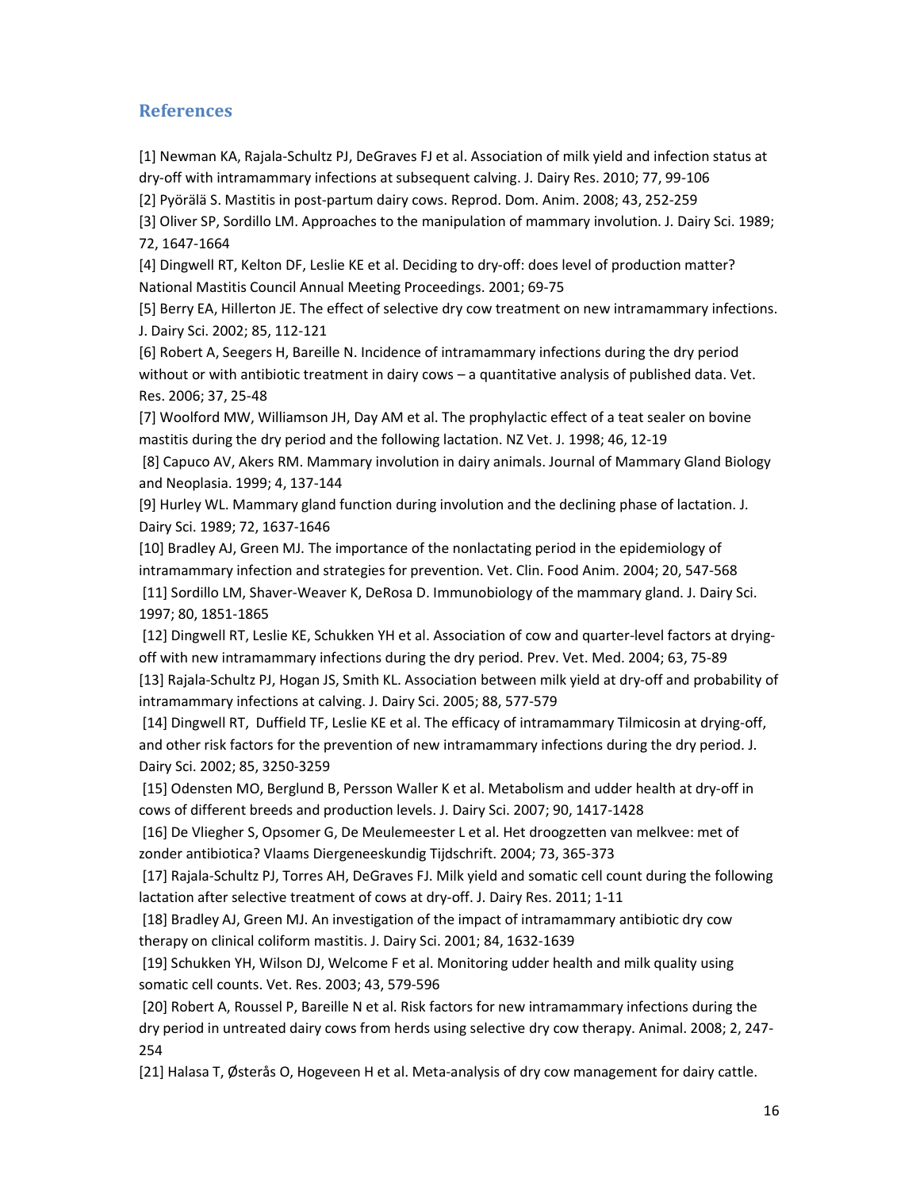## References

[1] Newman KA, Rajala-Schultz PJ, DeGraves FJ et al. Association of milk yield and infection status at dry-off with intramammary infections at subsequent calving. J. Dairy Res. 2010; 77, 99-106

[2] Pyörälä S. Mastitis in post-partum dairy cows. Reprod. Dom. Anim. 2008; 43, 252-259

[3] Oliver SP, Sordillo LM. Approaches to the manipulation of mammary involution. J. Dairy Sci. 1989; 72, 1647-1664

[4] Dingwell RT, Kelton DF, Leslie KE et al. Deciding to dry-off: does level of production matter? National Mastitis Council Annual Meeting Proceedings. 2001; 69-75

[5] Berry EA, Hillerton JE. The effect of selective dry cow treatment on new intramammary infections. J. Dairy Sci. 2002; 85, 112-121

[6] Robert A, Seegers H, Bareille N. Incidence of intramammary infections during the dry period without or with antibiotic treatment in dairy cows – a quantitative analysis of published data. Vet. Res. 2006; 37, 25-48

[7] Woolford MW, Williamson JH, Day AM et al. The prophylactic effect of a teat sealer on bovine mastitis during the dry period and the following lactation. NZ Vet. J. 1998; 46, 12-19

[8] Capuco AV, Akers RM. Mammary involution in dairy animals. Journal of Mammary Gland Biology and Neoplasia. 1999; 4, 137-144

[9] Hurley WL. Mammary gland function during involution and the declining phase of lactation. J. Dairy Sci. 1989; 72, 1637-1646

[10] Bradley AJ, Green MJ. The importance of the nonlactating period in the epidemiology of intramammary infection and strategies for prevention. Vet. Clin. Food Anim. 2004; 20, 547-568

[11] Sordillo LM, Shaver-Weaver K, DeRosa D. Immunobiology of the mammary gland. J. Dairy Sci. 1997; 80, 1851-1865

[12] Dingwell RT, Leslie KE, Schukken YH et al. Association of cow and quarter-level factors at drying-off with new intramammary infections during the dry period. Prev. Vet. Med. 2004; 63, 75-89

[13] Rajala-Schultz PJ, Hogan JS, Smith KL. Association between milk yield at dry-off and probability of intramammary infections at calving. J. Dairy Sci. 2005; 88, 577-579

[14] Dingwell RT, Duffield TF, Leslie KE et al. The efficacy of intramammary Tilmicosin at drying-off, and other risk factors for the prevention of new intramammary infections during the dry period. J. Dairy Sci. 2002; 85, 3250-3259

[15] Odensten MO, Berglund B, Persson Waller K et al. Metabolism and udder health at dry-off in cows of different breeds and production levels. J. Dairy Sci. 2007; 90, 1417-1428

[16] De Vliegher S, Opsomer G, De Meulemeester L et al. Het droogzetten van melkvee: met of zonder antibiotica? Vlaams Diergeneeskundig Tijdschrift. 2004; 73, 365-373

[17] Rajala-Schultz PJ, Torres AH, DeGraves FJ. Milk yield and somatic cell count during the following lactation after selective treatment of cows at dry-off. J. Dairy Res. 2011; 1-11

[18] Bradley AJ, Green MJ. An investigation of the impact of intramammary antibiotic dry cow therapy on clinical coliform mastitis. J. Dairy Sci. 2001; 84, 1632-1639

[19] Schukken YH, Wilson DJ, Welcome F et al. Monitoring udder health and milk quality using somatic cell counts. Vet. Res. 2003; 43, 579-596

[20] Robert A, Roussel P, Bareille N et al. Risk factors for new intramammary infections during the dry period in untreated dairy cows from herds using selective dry cow therapy. Animal. 2008; 2, 247-254

[21] Halasa T, Østerås O, Hogeveen H et al. Meta-analysis of dry cow management for dairy cattle.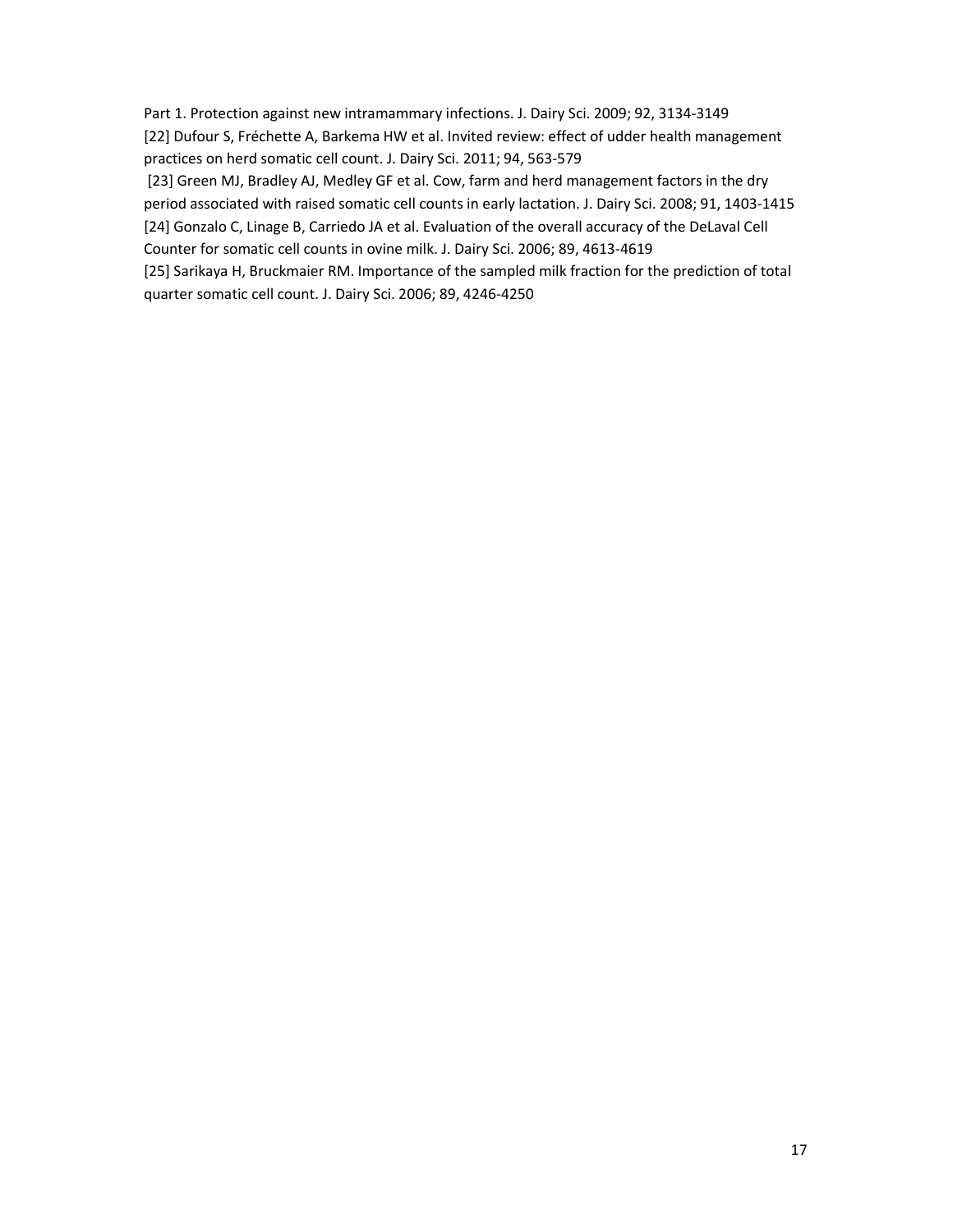Part 1. Protection against new intramammary infections. J. Dairy Sci. 2009; 92, 3134-3149

[22] Dufour S, Fréchette A, Barkema HW et al. Invited review: effect of udder health management practices on herd somatic cell count. J. Dairy Sci. 2011; 94, 563-579

[23] Green MJ, Bradley AJ, Medley GF et al. Cow, farm and herd management factors in the dry period associated with raised somatic cell counts in early lactation. J. Dairy Sci. 2008; 91, 1403-1415

[24] Gonzalo C, Linage B, Carriedo JA et al. Evaluation of the overall accuracy of the DeLaval Cell Counter for somatic cell counts in ovine milk. J. Dairy Sci. 2006; 89, 4613-4619

[25] Sarikaya H, Bruckmaier RM. Importance of the sampled milk fraction for the prediction of total quarter somatic cell count. J. Dairy Sci. 2006; 89, 4246-4250